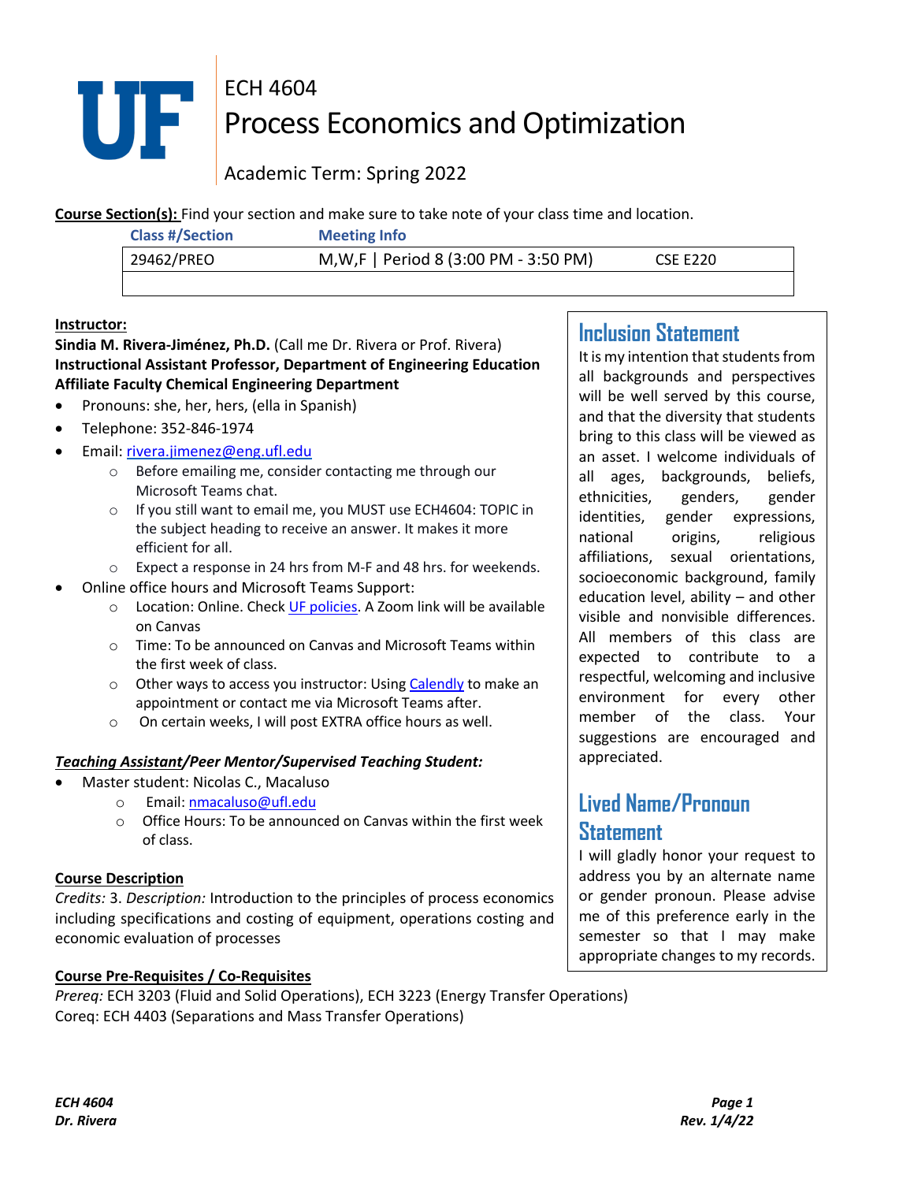# ECH 4604

# Process Economics and Optimization

## Academic Term: Spring 2022

**Course Section(s):** Find your section and make sure to take note of your class time and location.

| Class #/Section | Meeting Info | |
|---|---|---|
| 29462/PREO | M,W,F \| Period 8 (3:00 PM - 3:50 PM) | CSE E220 |

**Instructor:**

**Sindia M. Rivera-Jiménez, Ph.D.** (Call me Dr. Rivera or Prof. Rivera)
**Instructional Assistant Professor, Department of Engineering Education**
**Affiliate Faculty Chemical Engineering Department**

- Pronouns: she, her, hers, (ella in Spanish)
- Telephone: 352-846-1974
- Email: rivera.jimenez@eng.ufl.edu
  - Before emailing me, consider contacting me through our Microsoft Teams chat.
  - If you still want to email me, you MUST use ECH4604: TOPIC in the subject heading to receive an answer. It makes it more efficient for all.
  - Expect a response in 24 hrs from M-F and 48 hrs. for weekends.
- Online office hours and Microsoft Teams Support:
  - Location: Online. Check UF policies. A Zoom link will be available on Canvas
  - Time: To be announced on Canvas and Microsoft Teams within the first week of class.
  - Other ways to access you instructor: Using Calendly to make an appointment or contact me via Microsoft Teams after.
  - On certain weeks, I will post EXTRA office hours as well.

***Teaching Assistant/Peer Mentor/Supervised Teaching Student:***

- Master student: Nicolas C., Macaluso
  - Email: nmacaluso@ufl.edu
  - Office Hours: To be announced on Canvas within the first week of class.

**Course Description**

*Credits:* 3. *Description:* Introduction to the principles of process economics including specifications and costing of equipment, operations costing and economic evaluation of processes

**Course Pre-Requisites / Co-Requisites**

*Prereq:* ECH 3203 (Fluid and Solid Operations), ECH 3223 (Energy Transfer Operations)
Coreq: ECH 4403 (Separations and Mass Transfer Operations)

## Inclusion Statement

It is my intention that students from all backgrounds and perspectives will be well served by this course, and that the diversity that students bring to this class will be viewed as an asset. I welcome individuals of all ages, backgrounds, beliefs, ethnicities, genders, gender identities, gender expressions, national origins, religious affiliations, sexual orientations, socioeconomic background, family education level, ability – and other visible and nonvisible differences. All members of this class are expected to contribute to a respectful, welcoming and inclusive environment for every other member of the class. Your suggestions are encouraged and appreciated.

## Lived Name/Pronoun Statement

I will gladly honor your request to address you by an alternate name or gender pronoun. Please advise me of this preference early in the semester so that I may make appropriate changes to my records.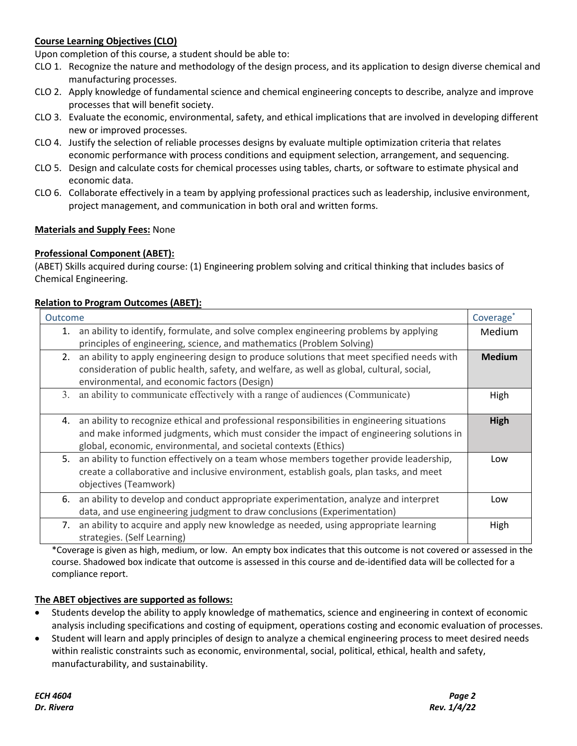**Course Learning Objectives (CLO)**

Upon completion of this course, a student should be able to:

CLO 1. Recognize the nature and methodology of the design process, and its application to design diverse chemical and manufacturing processes.

CLO 2. Apply knowledge of fundamental science and chemical engineering concepts to describe, analyze and improve processes that will benefit society.

CLO 3. Evaluate the economic, environmental, safety, and ethical implications that are involved in developing different new or improved processes.

CLO 4. Justify the selection of reliable processes designs by evaluate multiple optimization criteria that relates economic performance with process conditions and equipment selection, arrangement, and sequencing.

CLO 5. Design and calculate costs for chemical processes using tables, charts, or software to estimate physical and economic data.

CLO 6. Collaborate effectively in a team by applying professional practices such as leadership, inclusive environment, project management, and communication in both oral and written forms.

**Materials and Supply Fees:** None

**Professional Component (ABET):**

(ABET) Skills acquired during course: (1) Engineering problem solving and critical thinking that includes basics of Chemical Engineering.

**Relation to Program Outcomes (ABET):**

| Outcome | Coverage* |
|---|---|
| 1. an ability to identify, formulate, and solve complex engineering problems by applying principles of engineering, science, and mathematics (Problem Solving) | Medium |
| 2. an ability to apply engineering design to produce solutions that meet specified needs with consideration of public health, safety, and welfare, as well as global, cultural, social, environmental, and economic factors (Design) | **Medium** |
| 3. an ability to communicate effectively with a range of audiences (Communicate) | High |
| 4. an ability to recognize ethical and professional responsibilities in engineering situations and make informed judgments, which must consider the impact of engineering solutions in global, economic, environmental, and societal contexts (Ethics) | **High** |
| 5. an ability to function effectively on a team whose members together provide leadership, create a collaborative and inclusive environment, establish goals, plan tasks, and meet objectives (Teamwork) | Low |
| 6. an ability to develop and conduct appropriate experimentation, analyze and interpret data, and use engineering judgment to draw conclusions (Experimentation) | Low |
| 7. an ability to acquire and apply new knowledge as needed, using appropriate learning strategies. (Self Learning) | High |

*Coverage is given as high, medium, or low. An empty box indicates that this outcome is not covered or assessed in the course. Shadowed box indicate that outcome is assessed in this course and de-identified data will be collected for a compliance report.

**The ABET objectives are supported as follows:**

- Students develop the ability to apply knowledge of mathematics, science and engineering in context of economic analysis including specifications and costing of equipment, operations costing and economic evaluation of processes.
- Student will learn and apply principles of design to analyze a chemical engineering process to meet desired needs within realistic constraints such as economic, environmental, social, political, ethical, health and safety, manufacturability, and sustainability.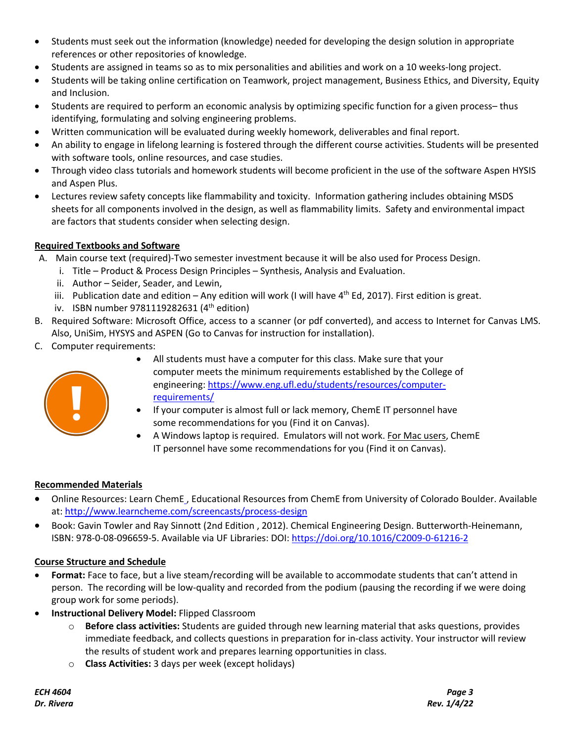- Students must seek out the information (knowledge) needed for developing the design solution in appropriate references or other repositories of knowledge.
- Students are assigned in teams so as to mix personalities and abilities and work on a 10 weeks-long project.
- Students will be taking online certification on Teamwork, project management, Business Ethics, and Diversity, Equity and Inclusion.
- Students are required to perform an economic analysis by optimizing specific function for a given process– thus identifying, formulating and solving engineering problems.
- Written communication will be evaluated during weekly homework, deliverables and final report.
- An ability to engage in lifelong learning is fostered through the different course activities. Students will be presented with software tools, online resources, and case studies.
- Through video class tutorials and homework students will become proficient in the use of the software Aspen HYSIS and Aspen Plus.
- Lectures review safety concepts like flammability and toxicity. Information gathering includes obtaining MSDS sheets for all components involved in the design, as well as flammability limits. Safety and environmental impact are factors that students consider when selecting design.

## Required Textbooks and Software

A. Main course text (required)-Two semester investment because it will be also used for Process Design.
   i. Title – Product & Process Design Principles – Synthesis, Analysis and Evaluation.
   ii. Author – Seider, Seader, and Lewin,
   iii. Publication date and edition – Any edition will work (I will have 4th Ed, 2017). First edition is great.
   iv. ISBN number 9781119282631 (4th edition)

B. Required Software: Microsoft Office, access to a scanner (or pdf converted), and access to Internet for Canvas LMS. Also, UniSim, HYSYS and ASPEN (Go to Canvas for instruction for installation).

C. Computer requirements:
   - All students must have a computer for this class. Make sure that your computer meets the minimum requirements established by the College of engineering: https://www.eng.ufl.edu/students/resources/computer-requirements/
   - If your computer is almost full or lack memory, ChemE IT personnel have some recommendations for you (Find it on Canvas).
   - A Windows laptop is required. Emulators will not work. For Mac users, ChemE IT personnel have some recommendations for you (Find it on Canvas).

## Recommended Materials

- Online Resources: Learn ChemE , Educational Resources from ChemE from University of Colorado Boulder. Available at: http://www.learncheme.com/screencasts/process-design
- Book: Gavin Towler and Ray Sinnott (2nd Edition , 2012). Chemical Engineering Design. Butterworth-Heinemann, ISBN: 978-0-08-096659-5. Available via UF Libraries: DOI: https://doi.org/10.1016/C2009-0-61216-2

## Course Structure and Schedule

- **Format:** Face to face, but a live steam/recording will be available to accommodate students that can't attend in person. The recording will be low-quality and recorded from the podium (pausing the recording if we were doing group work for some periods).
- **Instructional Delivery Model:** Flipped Classroom
  - **Before class activities:** Students are guided through new learning material that asks questions, provides immediate feedback, and collects questions in preparation for in-class activity. Your instructor will review the results of student work and prepares learning opportunities in class.
  - **Class Activities:** 3 days per week (except holidays)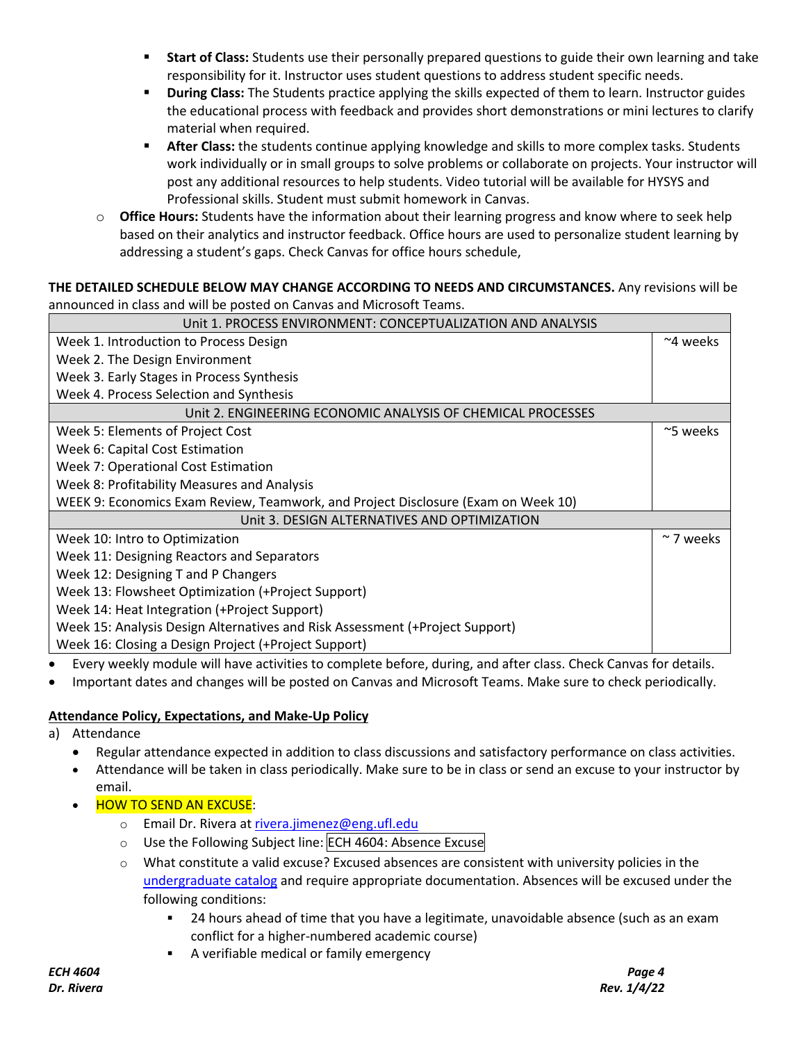- **Start of Class:** Students use their personally prepared questions to guide their own learning and take responsibility for it. Instructor uses student questions to address student specific needs.
        - **During Class:** The Students practice applying the skills expected of them to learn. Instructor guides the educational process with feedback and provides short demonstrations or mini lectures to clarify material when required.
        - **After Class:** the students continue applying knowledge and skills to more complex tasks. Students work individually or in small groups to solve problems or collaborate on projects. Your instructor will post any additional resources to help students. Video tutorial will be available for HYSYS and Professional skills. Student must submit homework in Canvas.
    - **Office Hours:** Students have the information about their learning progress and know where to seek help based on their analytics and instructor feedback. Office hours are used to personalize student learning by addressing a student's gaps. Check Canvas for office hours schedule,

**THE DETAILED SCHEDULE BELOW MAY CHANGE ACCORDING TO NEEDS AND CIRCUMSTANCES.** Any revisions will be announced in class and will be posted on Canvas and Microsoft Teams.

| Unit 1. PROCESS ENVIRONMENT: CONCEPTUALIZATION AND ANALYSIS | |
|---|---|
| Week 1. Introduction to Process Design<br>Week 2. The Design Environment<br>Week 3. Early Stages in Process Synthesis<br>Week 4. Process Selection and Synthesis | ~4 weeks |
| Unit 2. ENGINEERING ECONOMIC ANALYSIS OF CHEMICAL PROCESSES | |
| Week 5: Elements of Project Cost<br>Week 6: Capital Cost Estimation<br>Week 7: Operational Cost Estimation<br>Week 8: Profitability Measures and Analysis<br>WEEK 9: Economics Exam Review, Teamwork, and Project Disclosure (Exam on Week 10) | ~5 weeks |
| Unit 3. DESIGN ALTERNATIVES AND OPTIMIZATION | |
| Week 10: Intro to Optimization<br>Week 11: Designing Reactors and Separators<br>Week 12: Designing T and P Changers<br>Week 13: Flowsheet Optimization (+Project Support)<br>Week 14: Heat Integration (+Project Support)<br>Week 15: Analysis Design Alternatives and Risk Assessment (+Project Support)<br>Week 16: Closing a Design Project (+Project Support) | ~ 7 weeks |

- Every weekly module will have activities to complete before, during, and after class. Check Canvas for details.
- Important dates and changes will be posted on Canvas and Microsoft Teams. Make sure to check periodically.

**Attendance Policy, Expectations, and Make-Up Policy**

a) Attendance
- Regular attendance expected in addition to class discussions and satisfactory performance on class activities.
- Attendance will be taken in class periodically. Make sure to be in class or send an excuse to your instructor by email.
- HOW TO SEND AN EXCUSE:
    - Email Dr. Rivera at rivera.jimenez@eng.ufl.edu
    - Use the Following Subject line: ECH 4604: Absence Excuse
    - What constitute a valid excuse? Excused absences are consistent with university policies in the undergraduate catalog and require appropriate documentation. Absences will be excused under the following conditions:
        - 24 hours ahead of time that you have a legitimate, unavoidable absence (such as an exam conflict for a higher-numbered academic course)
        - A verifiable medical or family emergency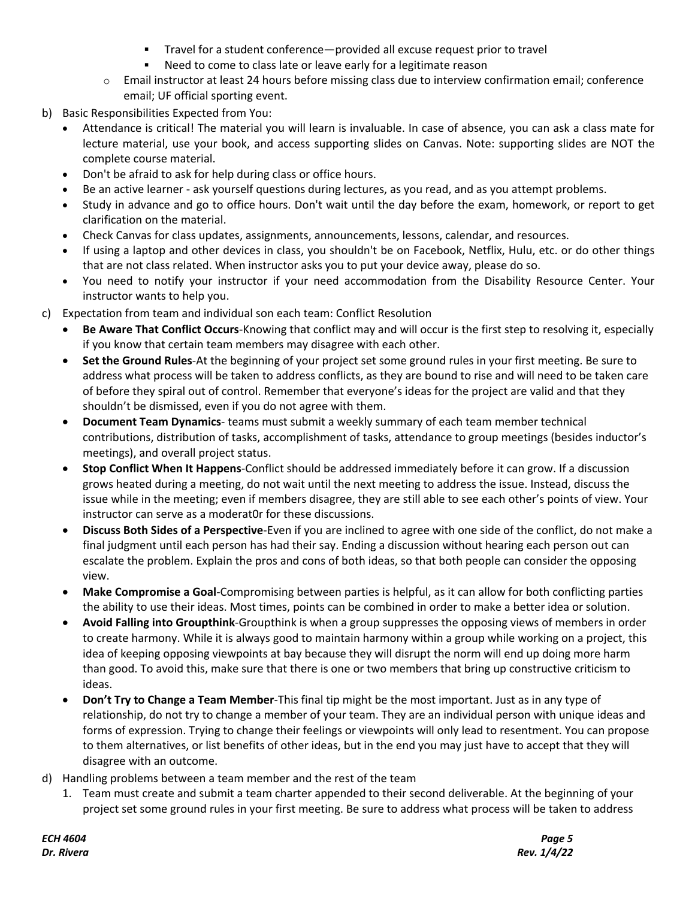- Travel for a student conference—provided all excuse request prior to travel
        - Need to come to class late or leave early for a legitimate reason
    - Email instructor at least 24 hours before missing class due to interview confirmation email; conference email; UF official sporting event.

b) Basic Responsibilities Expected from You:

- Attendance is critical! The material you will learn is invaluable. In case of absence, you can ask a class mate for lecture material, use your book, and access supporting slides on Canvas. Note: supporting slides are NOT the complete course material.
- Don't be afraid to ask for help during class or office hours.
- Be an active learner - ask yourself questions during lectures, as you read, and as you attempt problems.
- Study in advance and go to office hours. Don't wait until the day before the exam, homework, or report to get clarification on the material.
- Check Canvas for class updates, assignments, announcements, lessons, calendar, and resources.
- If using a laptop and other devices in class, you shouldn't be on Facebook, Netflix, Hulu, etc. or do other things that are not class related. When instructor asks you to put your device away, please do so.
- You need to notify your instructor if your need accommodation from the Disability Resource Center. Your instructor wants to help you.

c) Expectation from team and individual son each team: Conflict Resolution

- **Be Aware That Conflict Occurs**-Knowing that conflict may and will occur is the first step to resolving it, especially if you know that certain team members may disagree with each other.
- **Set the Ground Rules**-At the beginning of your project set some ground rules in your first meeting. Be sure to address what process will be taken to address conflicts, as they are bound to rise and will need to be taken care of before they spiral out of control. Remember that everyone's ideas for the project are valid and that they shouldn't be dismissed, even if you do not agree with them.
- **Document Team Dynamics**- teams must submit a weekly summary of each team member technical contributions, distribution of tasks, accomplishment of tasks, attendance to group meetings (besides inductor's meetings), and overall project status.
- **Stop Conflict When It Happens**-Conflict should be addressed immediately before it can grow. If a discussion grows heated during a meeting, do not wait until the next meeting to address the issue. Instead, discuss the issue while in the meeting; even if members disagree, they are still able to see each other's points of view. Your instructor can serve as a moderat0r for these discussions.
- **Discuss Both Sides of a Perspective**-Even if you are inclined to agree with one side of the conflict, do not make a final judgment until each person has had their say. Ending a discussion without hearing each person out can escalate the problem. Explain the pros and cons of both ideas, so that both people can consider the opposing view.
- **Make Compromise a Goal**-Compromising between parties is helpful, as it can allow for both conflicting parties the ability to use their ideas. Most times, points can be combined in order to make a better idea or solution.
- **Avoid Falling into Groupthink**-Groupthink is when a group suppresses the opposing views of members in order to create harmony. While it is always good to maintain harmony within a group while working on a project, this idea of keeping opposing viewpoints at bay because they will disrupt the norm will end up doing more harm than good. To avoid this, make sure that there is one or two members that bring up constructive criticism to ideas.
- **Don't Try to Change a Team Member**-This final tip might be the most important. Just as in any type of relationship, do not try to change a member of your team. They are an individual person with unique ideas and forms of expression. Trying to change their feelings or viewpoints will only lead to resentment. You can propose to them alternatives, or list benefits of other ideas, but in the end you may just have to accept that they will disagree with an outcome.

d) Handling problems between a team member and the rest of the team

1. Team must create and submit a team charter appended to their second deliverable. At the beginning of your project set some ground rules in your first meeting. Be sure to address what process will be taken to address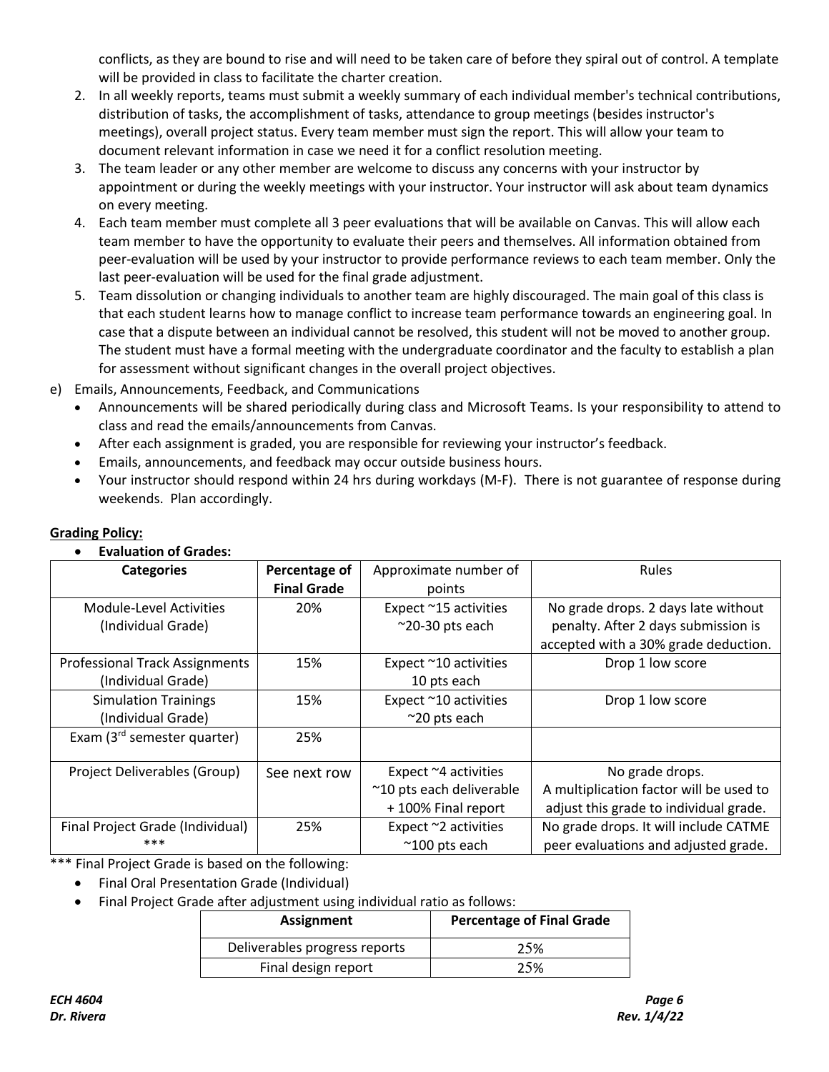conflicts, as they are bound to rise and will need to be taken care of before they spiral out of control. A template will be provided in class to facilitate the charter creation.

2. In all weekly reports, teams must submit a weekly summary of each individual member's technical contributions, distribution of tasks, the accomplishment of tasks, attendance to group meetings (besides instructor's meetings), overall project status. Every team member must sign the report. This will allow your team to document relevant information in case we need it for a conflict resolution meeting.
3. The team leader or any other member are welcome to discuss any concerns with your instructor by appointment or during the weekly meetings with your instructor. Your instructor will ask about team dynamics on every meeting.
4. Each team member must complete all 3 peer evaluations that will be available on Canvas. This will allow each team member to have the opportunity to evaluate their peers and themselves. All information obtained from peer-evaluation will be used by your instructor to provide performance reviews to each team member. Only the last peer-evaluation will be used for the final grade adjustment.
5. Team dissolution or changing individuals to another team are highly discouraged. The main goal of this class is that each student learns how to manage conflict to increase team performance towards an engineering goal. In case that a dispute between an individual cannot be resolved, this student will not be moved to another group. The student must have a formal meeting with the undergraduate coordinator and the faculty to establish a plan for assessment without significant changes in the overall project objectives.

e) Emails, Announcements, Feedback, and Communications

- Announcements will be shared periodically during class and Microsoft Teams. Is your responsibility to attend to class and read the emails/announcements from Canvas.
- After each assignment is graded, you are responsible for reviewing your instructor's feedback.
- Emails, announcements, and feedback may occur outside business hours.
- Your instructor should respond within 24 hrs during workdays (M-F). There is not guarantee of response during weekends. Plan accordingly.

**Grading Policy:**

- **Evaluation of Grades:**

| **Categories** | **Percentage of Final Grade** | Approximate number of points | Rules |
|---|---|---|---|
| Module-Level Activities (Individual Grade) | 20% | Expect ~15 activities ~20-30 pts each | No grade drops. 2 days late without penalty. After 2 days submission is accepted with a 30% grade deduction. |
| Professional Track Assignments (Individual Grade) | 15% | Expect ~10 activities 10 pts each | Drop 1 low score |
| Simulation Trainings (Individual Grade) | 15% | Expect ~10 activities ~20 pts each | Drop 1 low score |
| Exam (3rd semester quarter) | 25% | | |
| Project Deliverables (Group) | See next row | Expect ~4 activities ~10 pts each deliverable + 100% Final report | No grade drops. A multiplication factor will be used to adjust this grade to individual grade. |
| Final Project Grade (Individual) *** | 25% | Expect ~2 activities ~100 pts each | No grade drops. It will include CATME peer evaluations and adjusted grade. |

*** Final Project Grade is based on the following:

- Final Oral Presentation Grade (Individual)
- Final Project Grade after adjustment using individual ratio as follows:

| **Assignment** | **Percentage of Final Grade** |
|---|---|
| Deliverables progress reports | 25% |
| Final design report | 25% |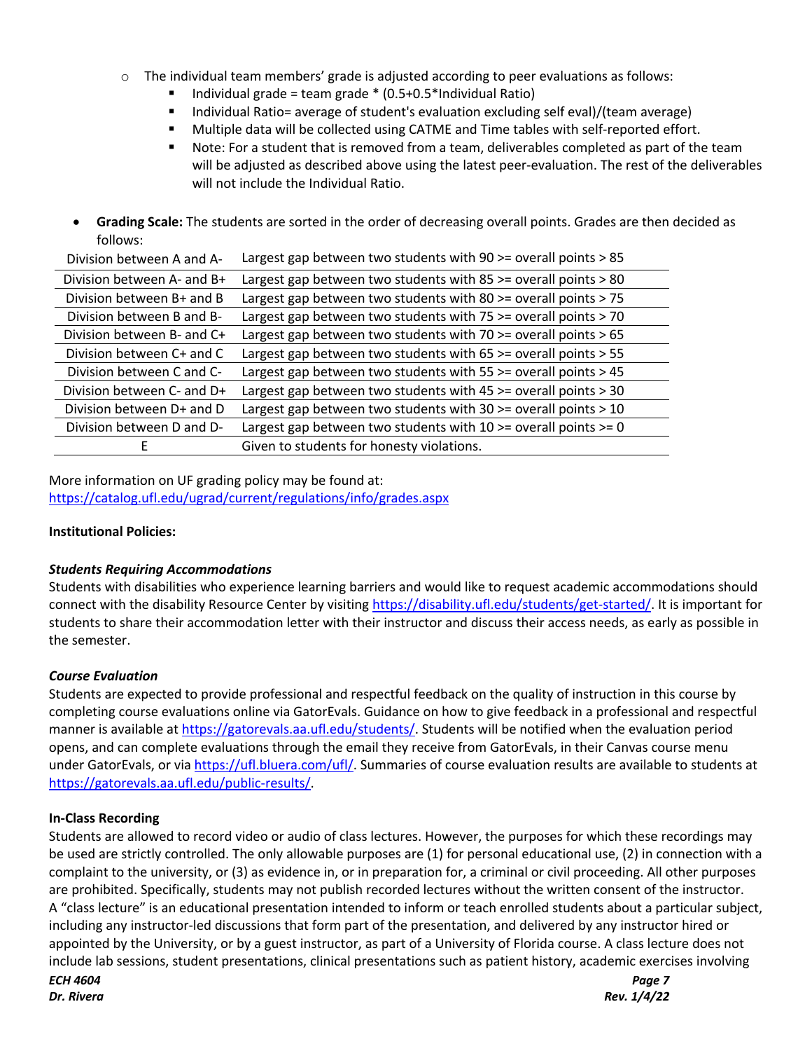- The individual team members' grade is adjusted according to peer evaluations as follows:
  - Individual grade = team grade * (0.5+0.5*Individual Ratio)
  - Individual Ratio= average of student's evaluation excluding self eval)/(team average)
  - Multiple data will be collected using CATME and Time tables with self-reported effort.
  - Note: For a student that is removed from a team, deliverables completed as part of the team will be adjusted as described above using the latest peer-evaluation. The rest of the deliverables will not include the Individual Ratio.

- **Grading Scale:** The students are sorted in the order of decreasing overall points. Grades are then decided as follows:

| Division between A and A- | Largest gap between two students with 90 >= overall points > 85 |
|---|---|
| Division between A- and B+ | Largest gap between two students with 85 >= overall points > 80 |
| Division between B+ and B | Largest gap between two students with 80 >= overall points > 75 |
| Division between B and B- | Largest gap between two students with 75 >= overall points > 70 |
| Division between B- and C+ | Largest gap between two students with 70 >= overall points > 65 |
| Division between C+ and C | Largest gap between two students with 65 >= overall points > 55 |
| Division between C and C- | Largest gap between two students with 55 >= overall points > 45 |
| Division between C- and D+ | Largest gap between two students with 45 >= overall points > 30 |
| Division between D+ and D | Largest gap between two students with 30 >= overall points > 10 |
| Division between D and D- | Largest gap between two students with 10 >= overall points >= 0 |
| E | Given to students for honesty violations. |

More information on UF grading policy may be found at:
https://catalog.ufl.edu/ugrad/current/regulations/info/grades.aspx

**Institutional Policies:**

***Students Requiring Accommodations***

Students with disabilities who experience learning barriers and would like to request academic accommodations should connect with the disability Resource Center by visiting https://disability.ufl.edu/students/get-started/. It is important for students to share their accommodation letter with their instructor and discuss their access needs, as early as possible in the semester.

***Course Evaluation***

Students are expected to provide professional and respectful feedback on the quality of instruction in this course by completing course evaluations online via GatorEvals. Guidance on how to give feedback in a professional and respectful manner is available at https://gatorevals.aa.ufl.edu/students/. Students will be notified when the evaluation period opens, and can complete evaluations through the email they receive from GatorEvals, in their Canvas course menu under GatorEvals, or via https://ufl.bluera.com/ufl/. Summaries of course evaluation results are available to students at https://gatorevals.aa.ufl.edu/public-results/.

**In-Class Recording**

Students are allowed to record video or audio of class lectures. However, the purposes for which these recordings may be used are strictly controlled. The only allowable purposes are (1) for personal educational use, (2) in connection with a complaint to the university, or (3) as evidence in, or in preparation for, a criminal or civil proceeding. All other purposes are prohibited. Specifically, students may not publish recorded lectures without the written consent of the instructor. A "class lecture" is an educational presentation intended to inform or teach enrolled students about a particular subject, including any instructor-led discussions that form part of the presentation, and delivered by any instructor hired or appointed by the University, or by a guest instructor, as part of a University of Florida course. A class lecture does not include lab sessions, student presentations, clinical presentations such as patient history, academic exercises involving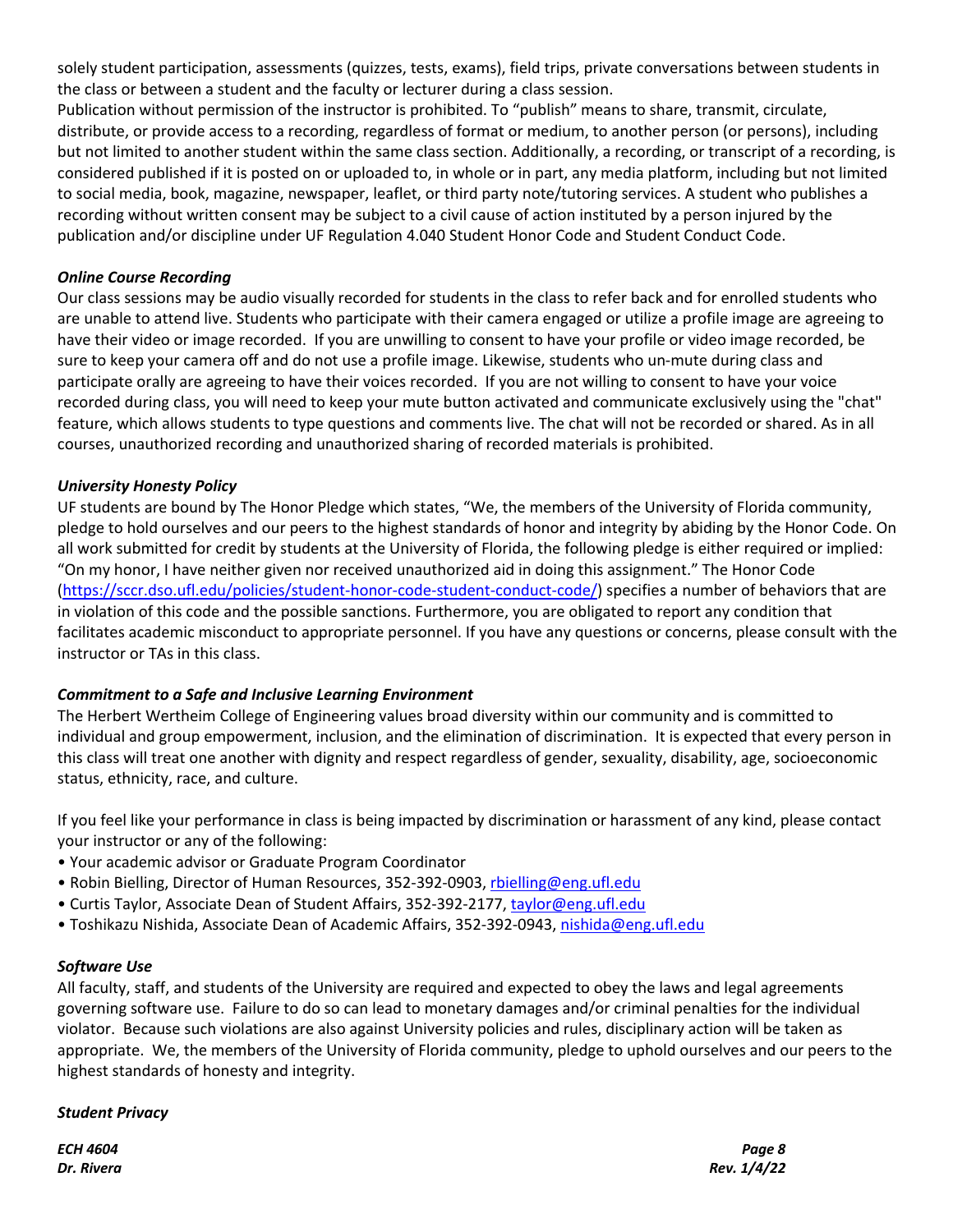solely student participation, assessments (quizzes, tests, exams), field trips, private conversations between students in the class or between a student and the faculty or lecturer during a class session.
Publication without permission of the instructor is prohibited. To “publish” means to share, transmit, circulate, distribute, or provide access to a recording, regardless of format or medium, to another person (or persons), including but not limited to another student within the same class section. Additionally, a recording, or transcript of a recording, is considered published if it is posted on or uploaded to, in whole or in part, any media platform, including but not limited to social media, book, magazine, newspaper, leaflet, or third party note/tutoring services. A student who publishes a recording without written consent may be subject to a civil cause of action instituted by a person injured by the publication and/or discipline under UF Regulation 4.040 Student Honor Code and Student Conduct Code.

***Online Course Recording***

Our class sessions may be audio visually recorded for students in the class to refer back and for enrolled students who are unable to attend live. Students who participate with their camera engaged or utilize a profile image are agreeing to have their video or image recorded. If you are unwilling to consent to have your profile or video image recorded, be sure to keep your camera off and do not use a profile image. Likewise, students who un-mute during class and participate orally are agreeing to have their voices recorded. If you are not willing to consent to have your voice recorded during class, you will need to keep your mute button activated and communicate exclusively using the "chat" feature, which allows students to type questions and comments live. The chat will not be recorded or shared. As in all courses, unauthorized recording and unauthorized sharing of recorded materials is prohibited.

***University Honesty Policy***

UF students are bound by The Honor Pledge which states, “We, the members of the University of Florida community, pledge to hold ourselves and our peers to the highest standards of honor and integrity by abiding by the Honor Code. On all work submitted for credit by students at the University of Florida, the following pledge is either required or implied: “On my honor, I have neither given nor received unauthorized aid in doing this assignment.” The Honor Code (https://sccr.dso.ufl.edu/policies/student-honor-code-student-conduct-code/) specifies a number of behaviors that are in violation of this code and the possible sanctions. Furthermore, you are obligated to report any condition that facilitates academic misconduct to appropriate personnel. If you have any questions or concerns, please consult with the instructor or TAs in this class.

***Commitment to a Safe and Inclusive Learning Environment***

The Herbert Wertheim College of Engineering values broad diversity within our community and is committed to individual and group empowerment, inclusion, and the elimination of discrimination. It is expected that every person in this class will treat one another with dignity and respect regardless of gender, sexuality, disability, age, socioeconomic status, ethnicity, race, and culture.

If you feel like your performance in class is being impacted by discrimination or harassment of any kind, please contact your instructor or any of the following:

- Your academic advisor or Graduate Program Coordinator
- Robin Bielling, Director of Human Resources, 352-392-0903, rbielling@eng.ufl.edu
- Curtis Taylor, Associate Dean of Student Affairs, 352-392-2177, taylor@eng.ufl.edu
- Toshikazu Nishida, Associate Dean of Academic Affairs, 352-392-0943, nishida@eng.ufl.edu

***Software Use***

All faculty, staff, and students of the University are required and expected to obey the laws and legal agreements governing software use. Failure to do so can lead to monetary damages and/or criminal penalties for the individual violator. Because such violations are also against University policies and rules, disciplinary action will be taken as appropriate. We, the members of the University of Florida community, pledge to uphold ourselves and our peers to the highest standards of honesty and integrity.

***Student Privacy***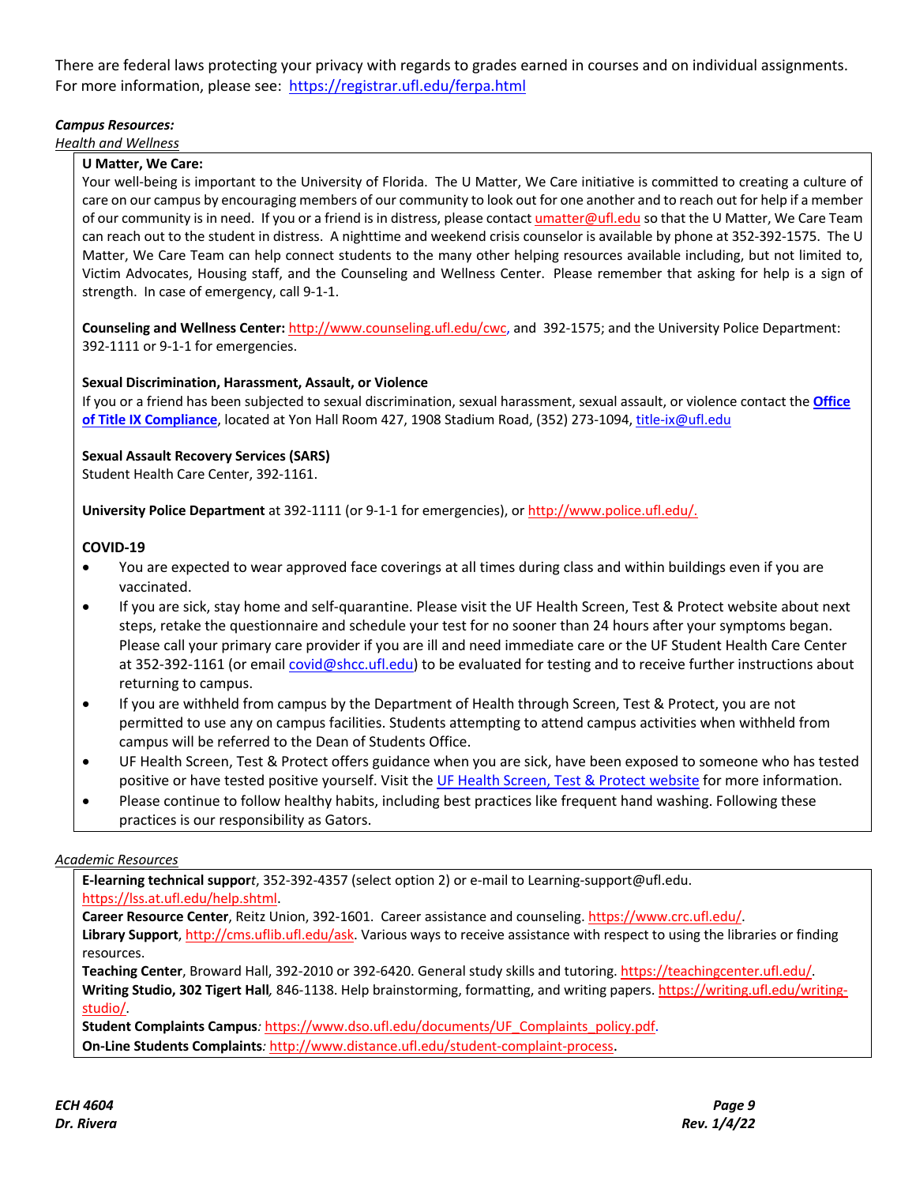There are federal laws protecting your privacy with regards to grades earned in courses and on individual assignments. For more information, please see: https://registrar.ufl.edu/ferpa.html

***Campus Resources:***

*Health and Wellness*

**U Matter, We Care:**
Your well-being is important to the University of Florida. The U Matter, We Care initiative is committed to creating a culture of care on our campus by encouraging members of our community to look out for one another and to reach out for help if a member of our community is in need. If you or a friend is in distress, please contact umatter@ufl.edu so that the U Matter, We Care Team can reach out to the student in distress. A nighttime and weekend crisis counselor is available by phone at 352-392-1575. The U Matter, We Care Team can help connect students to the many other helping resources available including, but not limited to, Victim Advocates, Housing staff, and the Counseling and Wellness Center. Please remember that asking for help is a sign of strength. In case of emergency, call 9-1-1.

**Counseling and Wellness Center:** http://www.counseling.ufl.edu/cwc, and 392-1575; and the University Police Department: 392-1111 or 9-1-1 for emergencies.

**Sexual Discrimination, Harassment, Assault, or Violence**
If you or a friend has been subjected to sexual discrimination, sexual harassment, sexual assault, or violence contact the **Office of Title IX Compliance**, located at Yon Hall Room 427, 1908 Stadium Road, (352) 273-1094, title-ix@ufl.edu

**Sexual Assault Recovery Services (SARS)**
Student Health Care Center, 392-1161.

**University Police Department** at 392-1111 (or 9-1-1 for emergencies), or http://www.police.ufl.edu/.

**COVID-19**

- You are expected to wear approved face coverings at all times during class and within buildings even if you are vaccinated.
- If you are sick, stay home and self-quarantine. Please visit the UF Health Screen, Test & Protect website about next steps, retake the questionnaire and schedule your test for no sooner than 24 hours after your symptoms began. Please call your primary care provider if you are ill and need immediate care or the UF Student Health Care Center at 352-392-1161 (or email covid@shcc.ufl.edu) to be evaluated for testing and to receive further instructions about returning to campus.
- If you are withheld from campus by the Department of Health through Screen, Test & Protect, you are not permitted to use any on campus facilities. Students attempting to attend campus activities when withheld from campus will be referred to the Dean of Students Office.
- UF Health Screen, Test & Protect offers guidance when you are sick, have been exposed to someone who has tested positive or have tested positive yourself. Visit the UF Health Screen, Test & Protect website for more information.
- Please continue to follow healthy habits, including best practices like frequent hand washing. Following these practices is our responsibility as Gators.

*Academic Resources*

**E-learning technical support**, 352-392-4357 (select option 2) or e-mail to Learning-support@ufl.edu. https://lss.at.ufl.edu/help.shtml.
**Career Resource Center**, Reitz Union, 392-1601. Career assistance and counseling. https://www.crc.ufl.edu/.
**Library Support**, http://cms.uflib.ufl.edu/ask. Various ways to receive assistance with respect to using the libraries or finding resources.
**Teaching Center**, Broward Hall, 392-2010 or 392-6420. General study skills and tutoring. https://teachingcenter.ufl.edu/.
**Writing Studio, 302 Tigert Hall**, 846-1138. Help brainstorming, formatting, and writing papers. https://writing.ufl.edu/writing-studio/.
**Student Complaints Campus***:* https://www.dso.ufl.edu/documents/UF_Complaints_policy.pdf.
**On-Line Students Complaints***:* http://www.distance.ufl.edu/student-complaint-process.